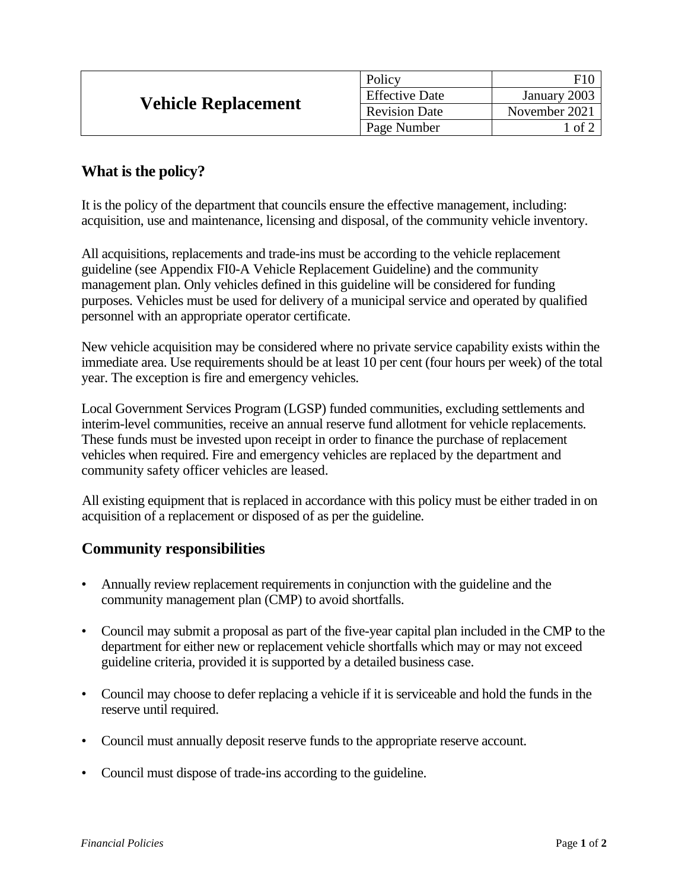| Vehicle Replacement | Policy | F10 |
|---|---|---|
| | Effective Date | January 2003 |
| | Revision Date | November 2021 |
| | Page Number | 1 of 2 |

## What is the policy?

It is the policy of the department that councils ensure the effective management, including: acquisition, use and maintenance, licensing and disposal, of the community vehicle inventory.

All acquisitions, replacements and trade-ins must be according to the vehicle replacement guideline (see Appendix FI0-A Vehicle Replacement Guideline) and the community management plan. Only vehicles defined in this guideline will be considered for funding purposes. Vehicles must be used for delivery of a municipal service and operated by qualified personnel with an appropriate operator certificate.

New vehicle acquisition may be considered where no private service capability exists within the immediate area. Use requirements should be at least 10 per cent (four hours per week) of the total year. The exception is fire and emergency vehicles.

Local Government Services Program (LGSP) funded communities, excluding settlements and interim-level communities, receive an annual reserve fund allotment for vehicle replacements. These funds must be invested upon receipt in order to finance the purchase of replacement vehicles when required. Fire and emergency vehicles are replaced by the department and community safety officer vehicles are leased.

All existing equipment that is replaced in accordance with this policy must be either traded in on acquisition of a replacement or disposed of as per the guideline.

## Community responsibilities

- Annually review replacement requirements in conjunction with the guideline and the community management plan (CMP) to avoid shortfalls.
- Council may submit a proposal as part of the five-year capital plan included in the CMP to the department for either new or replacement vehicle shortfalls which may or may not exceed guideline criteria, provided it is supported by a detailed business case.
- Council may choose to defer replacing a vehicle if it is serviceable and hold the funds in the reserve until required.
- Council must annually deposit reserve funds to the appropriate reserve account.
- Council must dispose of trade-ins according to the guideline.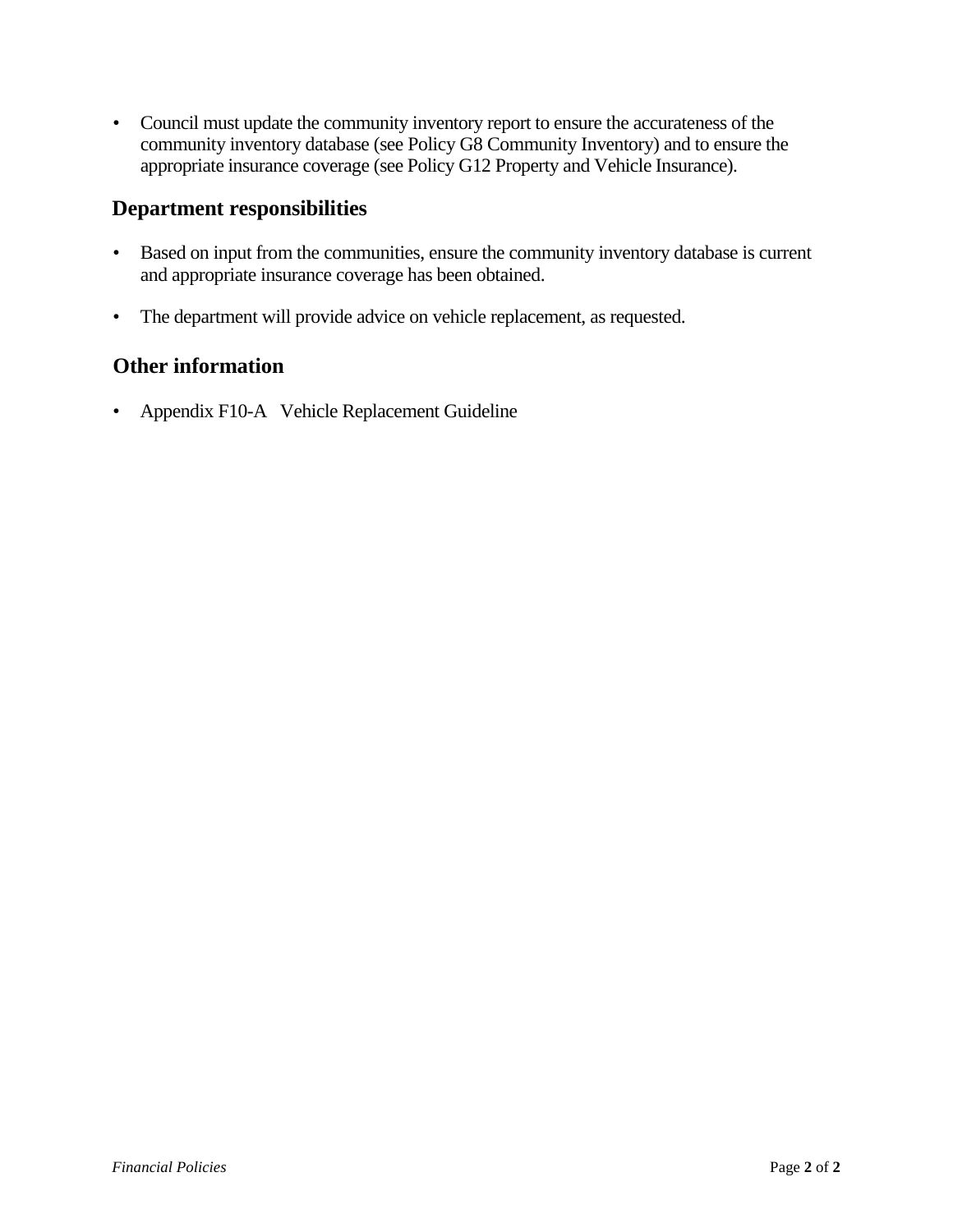- Council must update the community inventory report to ensure the accurateness of the community inventory database (see Policy G8 Community Inventory) and to ensure the appropriate insurance coverage (see Policy G12 Property and Vehicle Insurance).

## Department responsibilities

- Based on input from the communities, ensure the community inventory database is current and appropriate insurance coverage has been obtained.

- The department will provide advice on vehicle replacement, as requested.

## Other information

- Appendix F10-A Vehicle Replacement Guideline